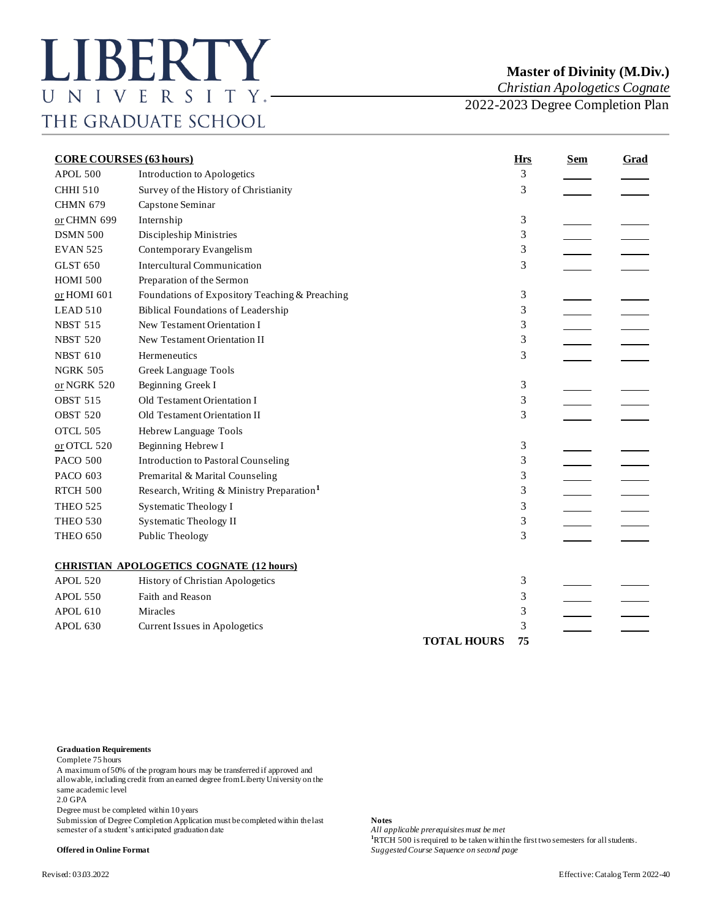# LIBERTY UNIVERSITY. THE GRADUATE SCHOOL

**Master of Divinity (M.Div.)**
*Christian Apologetics Cognate*
2022-2023 Degree Completion Plan

| **CORE COURSES (63 hours)** | | **Hrs** | **Sem** | **Grad** |
|---|---|---|---|---|
| APOL 500 | Introduction to Apologetics | 3 | | |
| CHHI 510 | Survey of the History of Christianity | 3 | | |
| CHMN 679 | Capstone Seminar | | | |
| or CHMN 699 | Internship | 3 | | |
| DSMN 500 | Discipleship Ministries | 3 | | |
| EVAN 525 | Contemporary Evangelism | 3 | | |
| GLST 650 | Intercultural Communication | 3 | | |
| HOMI 500 | Preparation of the Sermon | | | |
| or HOMI 601 | Foundations of Expository Teaching & Preaching | 3 | | |
| LEAD 510 | Biblical Foundations of Leadership | 3 | | |
| NBST 515 | New Testament Orientation I | 3 | | |
| NBST 520 | New Testament Orientation II | 3 | | |
| NBST 610 | Hermeneutics | 3 | | |
| NGRK 505 | Greek Language Tools | | | |
| or NGRK 520 | Beginning Greek I | 3 | | |
| OBST 515 | Old Testament Orientation I | 3 | | |
| OBST 520 | Old Testament Orientation II | 3 | | |
| OTCL 505 | Hebrew Language Tools | | | |
| or OTCL 520 | Beginning Hebrew I | 3 | | |
| PACO 500 | Introduction to Pastoral Counseling | 3 | | |
| PACO 603 | Premarital & Marital Counseling | 3 | | |
| RTCH 500 | Research, Writing & Ministry Preparation[1] | 3 | | |
| THEO 525 | Systematic Theology I | 3 | | |
| THEO 530 | Systematic Theology II | 3 | | |
| THEO 650 | Public Theology | 3 | | |
| **CHRISTIAN APOLOGETICS COGNATE (12 hours)** | | | | |
| APOL 520 | History of Christian Apologetics | 3 | | |
| APOL 550 | Faith and Reason | 3 | | |
| APOL 610 | Miracles | 3 | | |
| APOL 630 | Current Issues in Apologetics | 3 | | |
| | **TOTAL HOURS** | **75** | | |

**Graduation Requirements**

Complete 75 hours
A maximum of 50% of the program hours may be transferred if approved and allowable, including credit from an earned degree from Liberty University on the same academic level
2.0 GPA
Degree must be completed within 10 years
Submission of Degree Completion Application must be completed within the last semester of a student's anticipated graduation date

**Offered in Online Format**

**Notes**

*All applicable prerequisites must be met*
[1]RTCH 500 is required to be taken within the first two semesters for all students.
*Suggested Course Sequence on second page*

Revised: 03.03.2022

Effective: Catalog Term 2022-40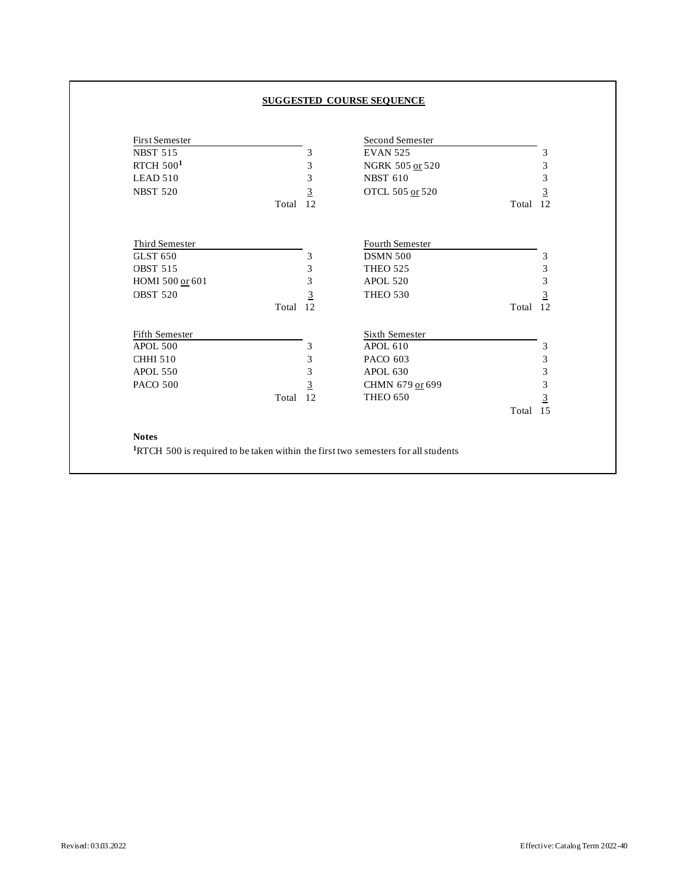## SUGGESTED COURSE SEQUENCE

| First Semester | | Second Semester | |
|---|---|---|---|
| NBST 515 | 3 | EVAN 525 | 3 |
| RTCH 500[1] | 3 | NGRK 505 or 520 | 3 |
| LEAD 510 | 3 | NBST 610 | 3 |
| NBST 520 | 3 | OTCL 505 or 520 | 3 |
| Total | 12 | Total | 12 |

| Third Semester | | Fourth Semester | |
|---|---|---|---|
| GLST 650 | 3 | DSMN 500 | 3 |
| OBST 515 | 3 | THEO 525 | 3 |
| HOMI 500 or 601 | 3 | APOL 520 | 3 |
| OBST 520 | 3 | THEO 530 | 3 |
| Total | 12 | Total | 12 |

| Fifth Semester | | Sixth Semester | |
|---|---|---|---|
| APOL 500 | 3 | APOL 610 | 3 |
| CHHI 510 | 3 | PACO 603 | 3 |
| APOL 550 | 3 | APOL 630 | 3 |
| PACO 500 | 3 | CHMN 679 or 699 | 3 |
| Total | 12 | THEO 650 | 3 |
| | | Total | 15 |

**Notes**

[1]RTCH 500 is required to be taken within the first two semesters for all students

Revised: 03.03.2022

Effective: Catalog Term 2022-40